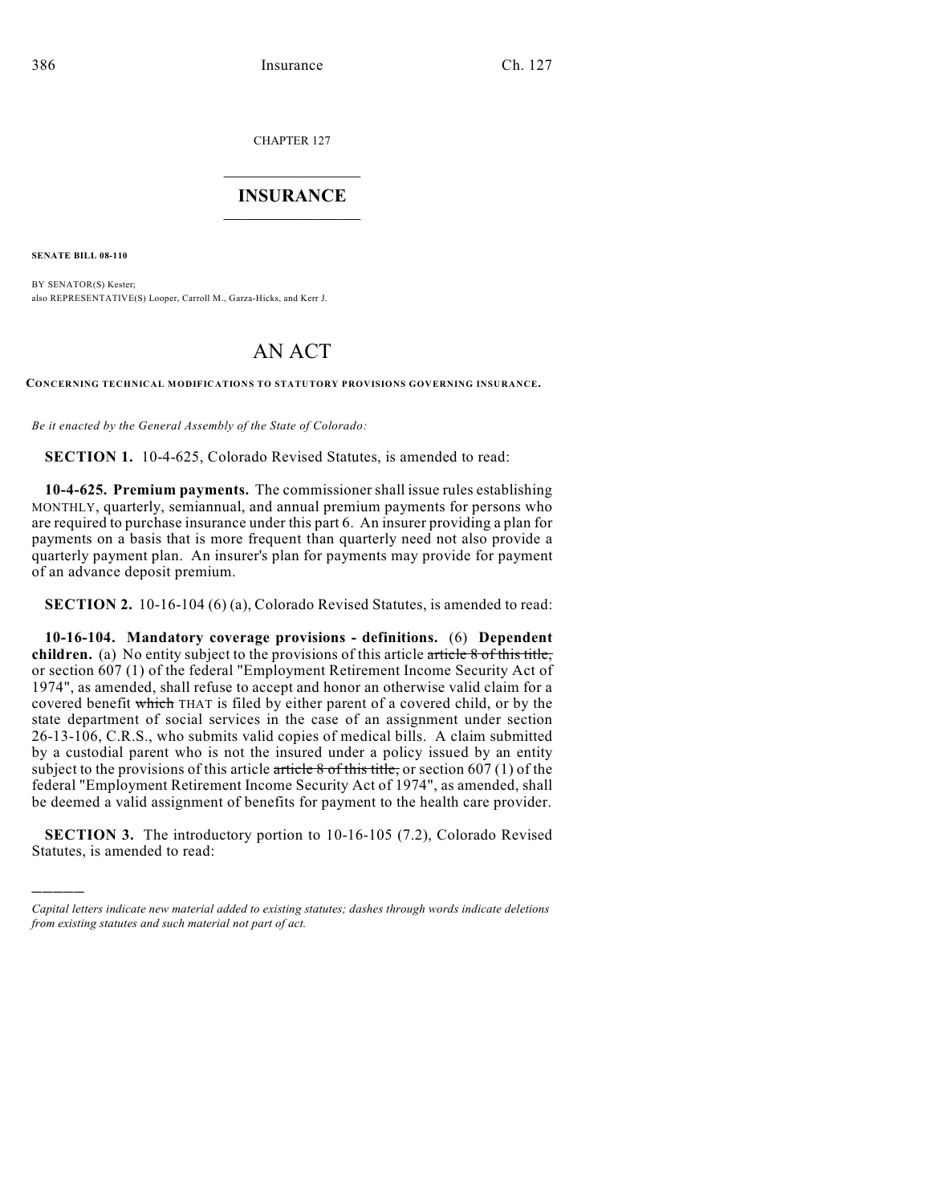CHAPTER 127

# INSURANCE

**SENATE BILL 08-110**

BY SENATOR(S) Kester;
also REPRESENTATIVE(S) Looper, Carroll M., Garza-Hicks, and Kerr J.

# AN ACT

**CONCERNING TECHNICAL MODIFICATIONS TO STATUTORY PROVISIONS GOVERNING INSURANCE.**

*Be it enacted by the General Assembly of the State of Colorado:*

**SECTION 1.** 10-4-625, Colorado Revised Statutes, is amended to read:

**10-4-625. Premium payments.** The commissioner shall issue rules establishing MONTHLY, quarterly, semiannual, and annual premium payments for persons who are required to purchase insurance under this part 6. An insurer providing a plan for payments on a basis that is more frequent than quarterly need not also provide a quarterly payment plan. An insurer's plan for payments may provide for payment of an advance deposit premium.

**SECTION 2.** 10-16-104 (6) (a), Colorado Revised Statutes, is amended to read:

**10-16-104. Mandatory coverage provisions - definitions.** (6) **Dependent children.** (a) No entity subject to the provisions of this article ~~article 8 of this title,~~ or section 607 (1) of the federal "Employment Retirement Income Security Act of 1974", as amended, shall refuse to accept and honor an otherwise valid claim for a covered benefit ~~which~~ THAT is filed by either parent of a covered child, or by the state department of social services in the case of an assignment under section 26-13-106, C.R.S., who submits valid copies of medical bills. A claim submitted by a custodial parent who is not the insured under a policy issued by an entity subject to the provisions of this article ~~article 8 of this title,~~ or section 607 (1) of the federal "Employment Retirement Income Security Act of 1974", as amended, shall be deemed a valid assignment of benefits for payment to the health care provider.

**SECTION 3.** The introductory portion to 10-16-105 (7.2), Colorado Revised Statutes, is amended to read:

---

*Capital letters indicate new material added to existing statutes; dashes through words indicate deletions from existing statutes and such material not part of act.*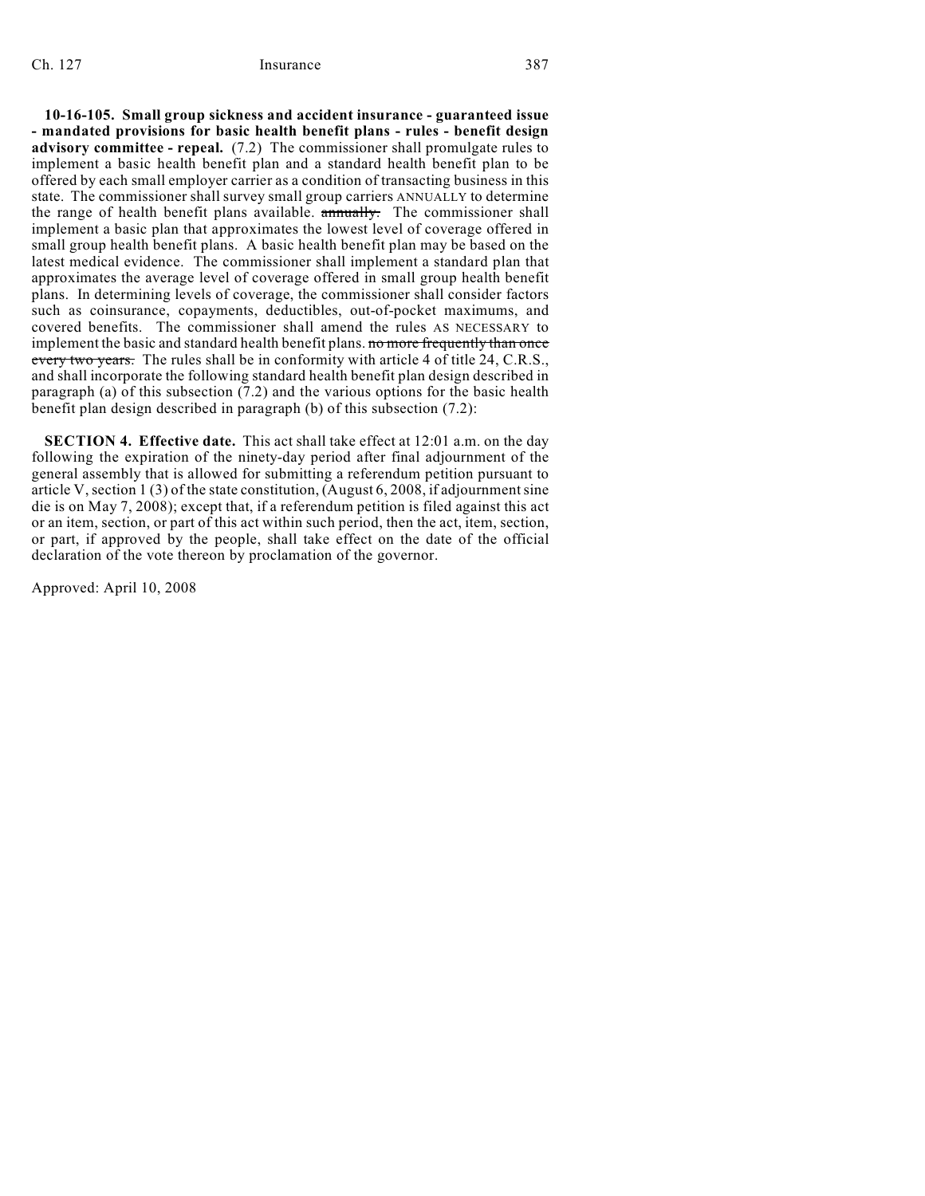**10-16-105. Small group sickness and accident insurance - guaranteed issue - mandated provisions for basic health benefit plans - rules - benefit design advisory committee - repeal.** (7.2) The commissioner shall promulgate rules to implement a basic health benefit plan and a standard health benefit plan to be offered by each small employer carrier as a condition of transacting business in this state. The commissioner shall survey small group carriers ANNUALLY to determine the range of health benefit plans available. ~~annually.~~ The commissioner shall implement a basic plan that approximates the lowest level of coverage offered in small group health benefit plans. A basic health benefit plan may be based on the latest medical evidence. The commissioner shall implement a standard plan that approximates the average level of coverage offered in small group health benefit plans. In determining levels of coverage, the commissioner shall consider factors such as coinsurance, copayments, deductibles, out-of-pocket maximums, and covered benefits. The commissioner shall amend the rules AS NECESSARY to implement the basic and standard health benefit plans. ~~no more frequently than once every two years.~~ The rules shall be in conformity with article 4 of title 24, C.R.S., and shall incorporate the following standard health benefit plan design described in paragraph (a) of this subsection (7.2) and the various options for the basic health benefit plan design described in paragraph (b) of this subsection (7.2):

**SECTION 4. Effective date.** This act shall take effect at 12:01 a.m. on the day following the expiration of the ninety-day period after final adjournment of the general assembly that is allowed for submitting a referendum petition pursuant to article V, section 1 (3) of the state constitution, (August 6, 2008, if adjournment sine die is on May 7, 2008); except that, if a referendum petition is filed against this act or an item, section, or part of this act within such period, then the act, item, section, or part, if approved by the people, shall take effect on the date of the official declaration of the vote thereon by proclamation of the governor.

Approved: April 10, 2008